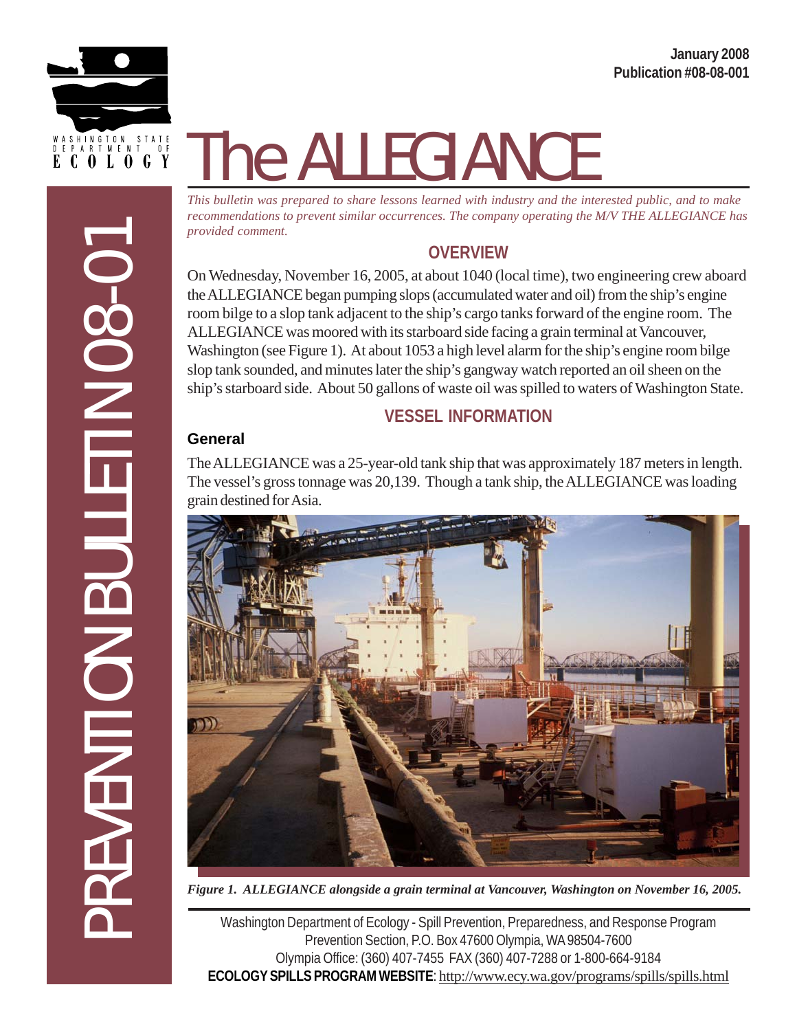January 2008
Publication #08-08-001

WASHINGTON STATE DEPARTMENT OF ECOLOGY

PREVENTION BULLETIN 08-01

# The ALLEGIANCE

*This bulletin was prepared to share lessons learned with industry and the interested public, and to make recommendations to prevent similar occurrences. The company operating the M/V THE ALLEGIANCE has provided comment.*

## OVERVIEW

On Wednesday, November 16, 2005, at about 1040 (local time), two engineering crew aboard the ALLEGIANCE began pumping slops (accumulated water and oil) from the ship's engine room bilge to a slop tank adjacent to the ship's cargo tanks forward of the engine room. The ALLEGIANCE was moored with its starboard side facing a grain terminal at Vancouver, Washington (see Figure 1). At about 1053 a high level alarm for the ship's engine room bilge slop tank sounded, and minutes later the ship's gangway watch reported an oil sheen on the ship's starboard side. About 50 gallons of waste oil was spilled to waters of Washington State.

## VESSEL INFORMATION

### General

The ALLEGIANCE was a 25-year-old tank ship that was approximately 187 meters in length. The vessel's gross tonnage was 20,139. Though a tank ship, the ALLEGIANCE was loading grain destined for Asia.

*Figure 1. ALLEGIANCE alongside a grain terminal at Vancouver, Washington on November 16, 2005.*

Washington Department of Ecology - Spill Prevention, Preparedness, and Response Program
Prevention Section, P.O. Box 47600 Olympia, WA 98504-7600
Olympia Office: (360) 407-7455 FAX (360) 407-7288 or 1-800-664-9184
**ECOLOGY SPILLS PROGRAM WEBSITE**: http://www.ecy.wa.gov/programs/spills/spills.html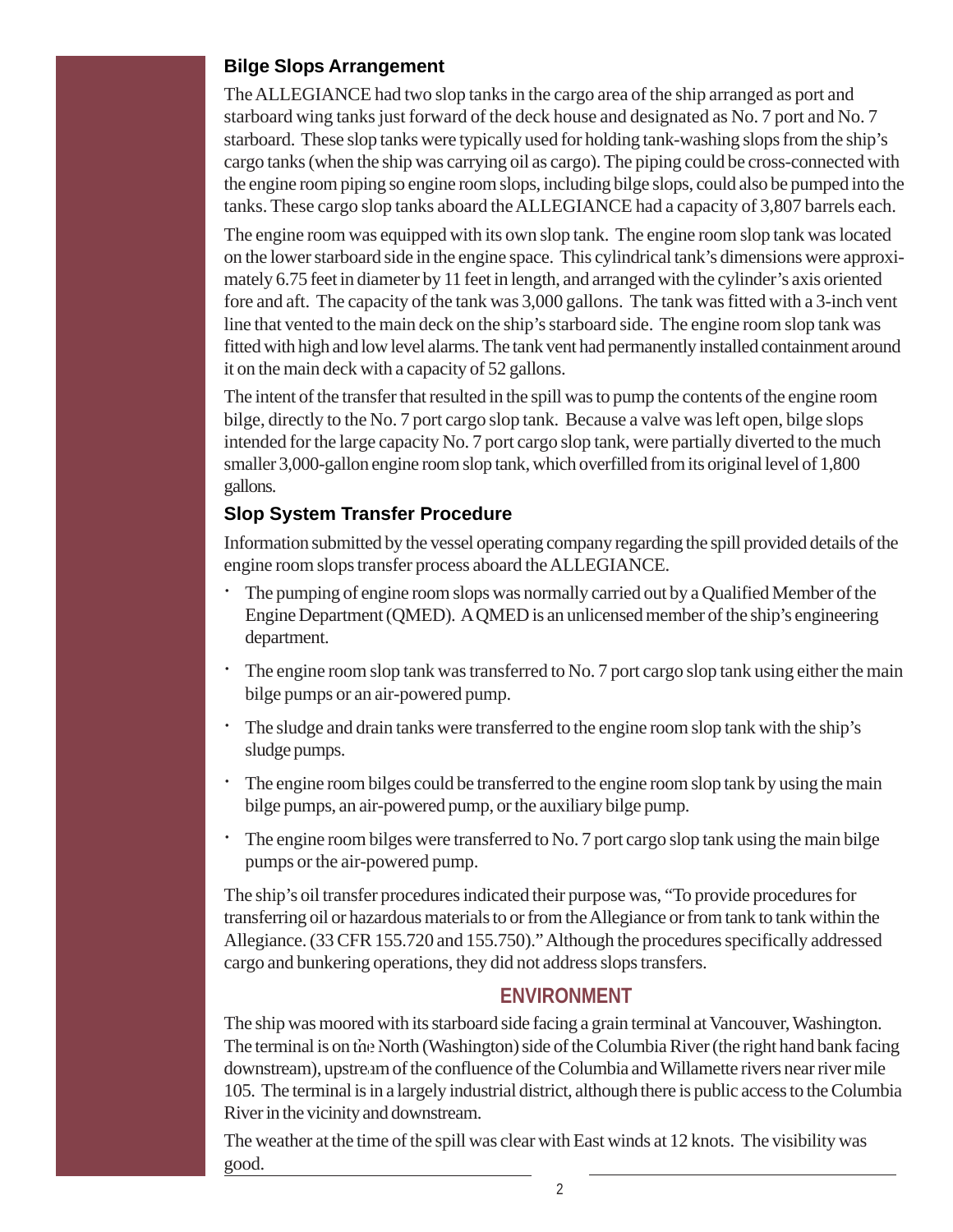### Bilge Slops Arrangement

The ALLEGIANCE had two slop tanks in the cargo area of the ship arranged as port and starboard wing tanks just forward of the deck house and designated as No. 7 port and No. 7 starboard. These slop tanks were typically used for holding tank-washing slops from the ship's cargo tanks (when the ship was carrying oil as cargo). The piping could be cross-connected with the engine room piping so engine room slops, including bilge slops, could also be pumped into the tanks. These cargo slop tanks aboard the ALLEGIANCE had a capacity of 3,807 barrels each.

The engine room was equipped with its own slop tank. The engine room slop tank was located on the lower starboard side in the engine space. This cylindrical tank's dimensions were approximately 6.75 feet in diameter by 11 feet in length, and arranged with the cylinder's axis oriented fore and aft. The capacity of the tank was 3,000 gallons. The tank was fitted with a 3-inch vent line that vented to the main deck on the ship's starboard side. The engine room slop tank was fitted with high and low level alarms. The tank vent had permanently installed containment around it on the main deck with a capacity of 52 gallons.

The intent of the transfer that resulted in the spill was to pump the contents of the engine room bilge, directly to the No. 7 port cargo slop tank. Because a valve was left open, bilge slops intended for the large capacity No. 7 port cargo slop tank, were partially diverted to the much smaller 3,000-gallon engine room slop tank, which overfilled from its original level of 1,800 gallons.

### Slop System Transfer Procedure

Information submitted by the vessel operating company regarding the spill provided details of the engine room slops transfer process aboard the ALLEGIANCE.

- The pumping of engine room slops was normally carried out by a Qualified Member of the Engine Department (QMED). A QMED is an unlicensed member of the ship's engineering department.
- The engine room slop tank was transferred to No. 7 port cargo slop tank using either the main bilge pumps or an air-powered pump.
- The sludge and drain tanks were transferred to the engine room slop tank with the ship's sludge pumps.
- The engine room bilges could be transferred to the engine room slop tank by using the main bilge pumps, an air-powered pump, or the auxiliary bilge pump.
- The engine room bilges were transferred to No. 7 port cargo slop tank using the main bilge pumps or the air-powered pump.

The ship's oil transfer procedures indicated their purpose was, "To provide procedures for transferring oil or hazardous materials to or from the Allegiance or from tank to tank within the Allegiance. (33 CFR 155.720 and 155.750)." Although the procedures specifically addressed cargo and bunkering operations, they did not address slops transfers.

## ENVIRONMENT

The ship was moored with its starboard side facing a grain terminal at Vancouver, Washington. The terminal is on the North (Washington) side of the Columbia River (the right hand bank facing downstream), upstream of the confluence of the Columbia and Willamette rivers near river mile 105. The terminal is in a largely industrial district, although there is public access to the Columbia River in the vicinity and downstream.

The weather at the time of the spill was clear with East winds at 12 knots. The visibility was good.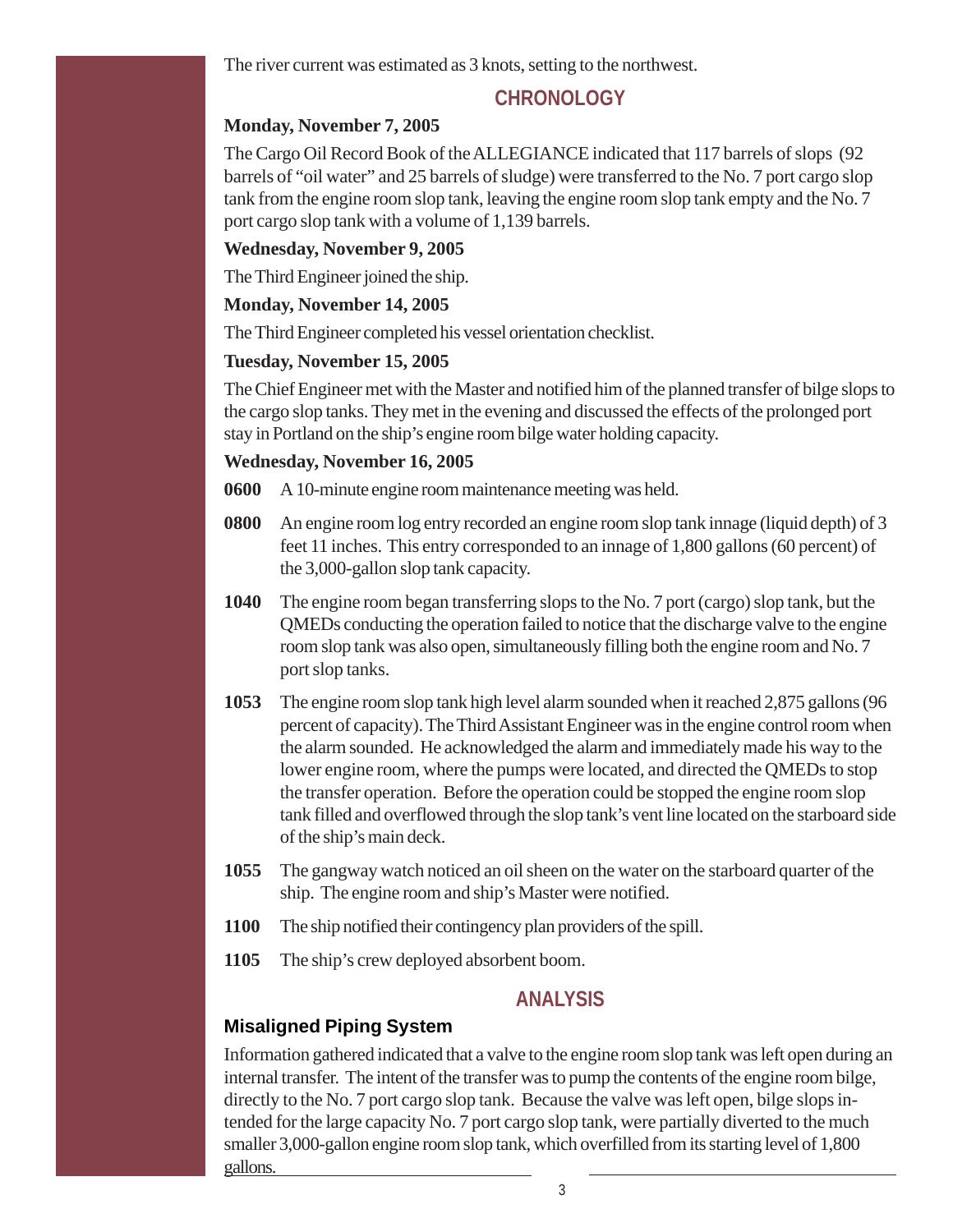The river current was estimated as 3 knots, setting to the northwest.

## CHRONOLOGY

**Monday, November 7, 2005**

The Cargo Oil Record Book of the ALLEGIANCE indicated that 117 barrels of slops (92 barrels of "oil water" and 25 barrels of sludge) were transferred to the No. 7 port cargo slop tank from the engine room slop tank, leaving the engine room slop tank empty and the No. 7 port cargo slop tank with a volume of 1,139 barrels.

**Wednesday, November 9, 2005**

The Third Engineer joined the ship.

**Monday, November 14, 2005**

The Third Engineer completed his vessel orientation checklist.

**Tuesday, November 15, 2005**

The Chief Engineer met with the Master and notified him of the planned transfer of bilge slops to the cargo slop tanks. They met in the evening and discussed the effects of the prolonged port stay in Portland on the ship's engine room bilge water holding capacity.

**Wednesday, November 16, 2005**

**0600** A 10-minute engine room maintenance meeting was held.

**0800** An engine room log entry recorded an engine room slop tank innage (liquid depth) of 3 feet 11 inches. This entry corresponded to an innage of 1,800 gallons (60 percent) of the 3,000-gallon slop tank capacity.

**1040** The engine room began transferring slops to the No. 7 port (cargo) slop tank, but the QMEDs conducting the operation failed to notice that the discharge valve to the engine room slop tank was also open, simultaneously filling both the engine room and No. 7 port slop tanks.

**1053** The engine room slop tank high level alarm sounded when it reached 2,875 gallons (96 percent of capacity). The Third Assistant Engineer was in the engine control room when the alarm sounded. He acknowledged the alarm and immediately made his way to the lower engine room, where the pumps were located, and directed the QMEDs to stop the transfer operation. Before the operation could be stopped the engine room slop tank filled and overflowed through the slop tank's vent line located on the starboard side of the ship's main deck.

**1055** The gangway watch noticed an oil sheen on the water on the starboard quarter of the ship. The engine room and ship's Master were notified.

**1100** The ship notified their contingency plan providers of the spill.

**1105** The ship's crew deployed absorbent boom.

## ANALYSIS

### Misaligned Piping System

Information gathered indicated that a valve to the engine room slop tank was left open during an internal transfer. The intent of the transfer was to pump the contents of the engine room bilge, directly to the No. 7 port cargo slop tank. Because the valve was left open, bilge slops intended for the large capacity No. 7 port cargo slop tank, were partially diverted to the much smaller 3,000-gallon engine room slop tank, which overfilled from its starting level of 1,800 gallons.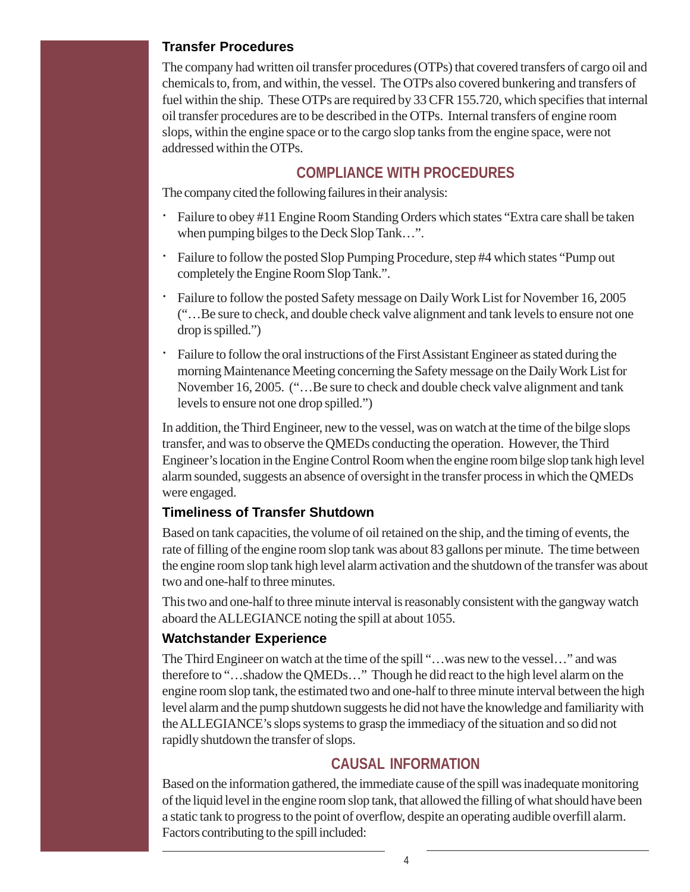### Transfer Procedures

The company had written oil transfer procedures (OTPs) that covered transfers of cargo oil and chemicals to, from, and within, the vessel. The OTPs also covered bunkering and transfers of fuel within the ship. These OTPs are required by 33 CFR 155.720, which specifies that internal oil transfer procedures are to be described in the OTPs. Internal transfers of engine room slops, within the engine space or to the cargo slop tanks from the engine space, were not addressed within the OTPs.

## COMPLIANCE WITH PROCEDURES

The company cited the following failures in their analysis:

- Failure to obey #11 Engine Room Standing Orders which states "Extra care shall be taken when pumping bilges to the Deck Slop Tank…".
- Failure to follow the posted Slop Pumping Procedure, step #4 which states "Pump out completely the Engine Room Slop Tank.".
- Failure to follow the posted Safety message on Daily Work List for November 16, 2005 ("…Be sure to check, and double check valve alignment and tank levels to ensure not one drop is spilled.")
- Failure to follow the oral instructions of the First Assistant Engineer as stated during the morning Maintenance Meeting concerning the Safety message on the Daily Work List for November 16, 2005. ("…Be sure to check and double check valve alignment and tank levels to ensure not one drop spilled.")

In addition, the Third Engineer, new to the vessel, was on watch at the time of the bilge slops transfer, and was to observe the QMEDs conducting the operation. However, the Third Engineer's location in the Engine Control Room when the engine room bilge slop tank high level alarm sounded, suggests an absence of oversight in the transfer process in which the QMEDs were engaged.

### Timeliness of Transfer Shutdown

Based on tank capacities, the volume of oil retained on the ship, and the timing of events, the rate of filling of the engine room slop tank was about 83 gallons per minute. The time between the engine room slop tank high level alarm activation and the shutdown of the transfer was about two and one-half to three minutes.

This two and one-half to three minute interval is reasonably consistent with the gangway watch aboard the ALLEGIANCE noting the spill at about 1055.

### Watchstander Experience

The Third Engineer on watch at the time of the spill "…was new to the vessel…" and was therefore to "…shadow the QMEDs…" Though he did react to the high level alarm on the engine room slop tank, the estimated two and one-half to three minute interval between the high level alarm and the pump shutdown suggests he did not have the knowledge and familiarity with the ALLEGIANCE's slops systems to grasp the immediacy of the situation and so did not rapidly shutdown the transfer of slops.

## CAUSAL INFORMATION

Based on the information gathered, the immediate cause of the spill was inadequate monitoring of the liquid level in the engine room slop tank, that allowed the filling of what should have been a static tank to progress to the point of overflow, despite an operating audible overfill alarm. Factors contributing to the spill included: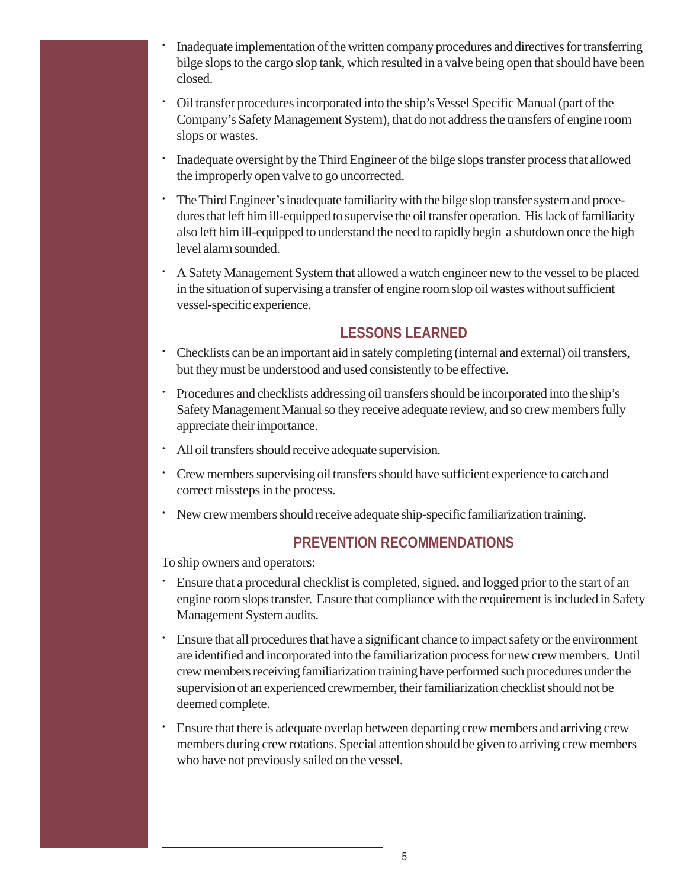- Inadequate implementation of the written company procedures and directives for transferring bilge slops to the cargo slop tank, which resulted in a valve being open that should have been closed.
- Oil transfer procedures incorporated into the ship's Vessel Specific Manual (part of the Company's Safety Management System), that do not address the transfers of engine room slops or wastes.
- Inadequate oversight by the Third Engineer of the bilge slops transfer process that allowed the improperly open valve to go uncorrected.
- The Third Engineer's inadequate familiarity with the bilge slop transfer system and procedures that left him ill-equipped to supervise the oil transfer operation. His lack of familiarity also left him ill-equipped to understand the need to rapidly begin a shutdown once the high level alarm sounded.
- A Safety Management System that allowed a watch engineer new to the vessel to be placed in the situation of supervising a transfer of engine room slop oil wastes without sufficient vessel-specific experience.

## LESSONS LEARNED

- Checklists can be an important aid in safely completing (internal and external) oil transfers, but they must be understood and used consistently to be effective.
- Procedures and checklists addressing oil transfers should be incorporated into the ship's Safety Management Manual so they receive adequate review, and so crew members fully appreciate their importance.
- All oil transfers should receive adequate supervision.
- Crew members supervising oil transfers should have sufficient experience to catch and correct missteps in the process.
- New crew members should receive adequate ship-specific familiarization training.

## PREVENTION RECOMMENDATIONS

To ship owners and operators:

- Ensure that a procedural checklist is completed, signed, and logged prior to the start of an engine room slops transfer. Ensure that compliance with the requirement is included in Safety Management System audits.
- Ensure that all procedures that have a significant chance to impact safety or the environment are identified and incorporated into the familiarization process for new crew members. Until crew members receiving familiarization training have performed such procedures under the supervision of an experienced crewmember, their familiarization checklist should not be deemed complete.
- Ensure that there is adequate overlap between departing crew members and arriving crew members during crew rotations. Special attention should be given to arriving crew members who have not previously sailed on the vessel.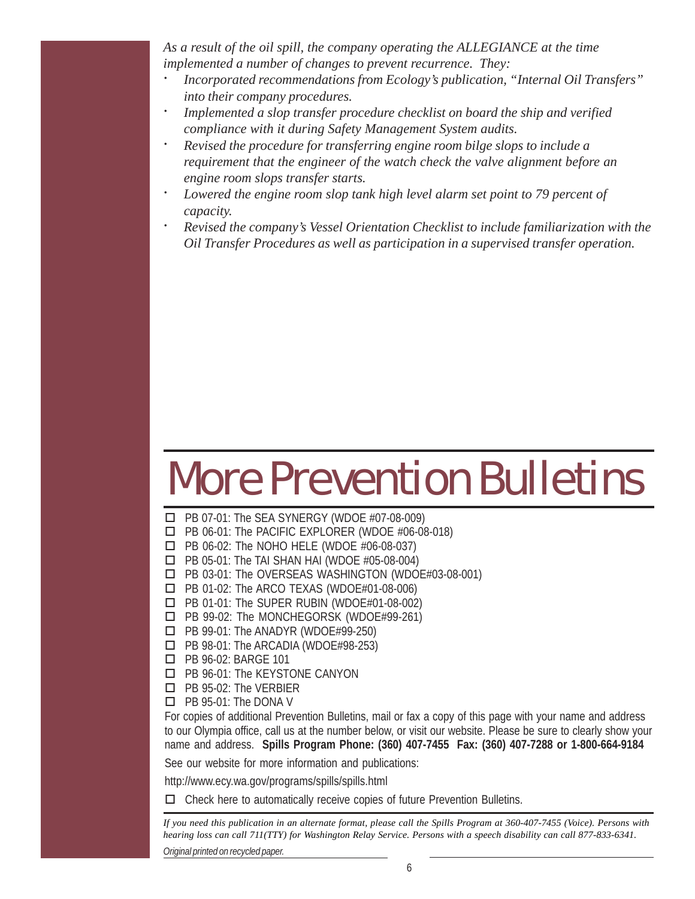*As a result of the oil spill, the company operating the ALLEGIANCE at the time implemented a number of changes to prevent recurrence. They:*

- *Incorporated recommendations from Ecology's publication, "Internal Oil Transfers" into their company procedures.*
- *Implemented a slop transfer procedure checklist on board the ship and verified compliance with it during Safety Management System audits.*
- *Revised the procedure for transferring engine room bilge slops to include a requirement that the engineer of the watch check the valve alignment before an engine room slops transfer starts.*
- *Lowered the engine room slop tank high level alarm set point to 79 percent of capacity.*
- *Revised the company's Vessel Orientation Checklist to include familiarization with the Oil Transfer Procedures as well as participation in a supervised transfer operation.*

# More Prevention Bulletins

- ☐ PB 07-01: The SEA SYNERGY (WDOE #07-08-009)
- ☐ PB 06-01: The PACIFIC EXPLORER (WDOE #06-08-018)
- ☐ PB 06-02: The NOHO HELE (WDOE #06-08-037)
- ☐ PB 05-01: The TAI SHAN HAI (WDOE #05-08-004)
- ☐ PB 03-01: The OVERSEAS WASHINGTON (WDOE#03-08-001)
- ☐ PB 01-02: The ARCO TEXAS (WDOE#01-08-006)
- ☐ PB 01-01: The SUPER RUBIN (WDOE#01-08-002)
- ☐ PB 99-02: The MONCHEGORSK (WDOE#99-261)
- ☐ PB 99-01: The ANADYR (WDOE#99-250)
- ☐ PB 98-01: The ARCADIA (WDOE#98-253)
- ☐ PB 96-02: BARGE 101
- ☐ PB 96-01: The KEYSTONE CANYON
- ☐ PB 95-02: The VERBIER
- ☐ PB 95-01: The DONA V

For copies of additional Prevention Bulletins, mail or fax a copy of this page with your name and address to our Olympia office, call us at the number below, or visit our website. Please be sure to clearly show your name and address. **Spills Program Phone: (360) 407-7455 Fax: (360) 407-7288 or 1-800-664-9184**

See our website for more information and publications:

http://www.ecy.wa.gov/programs/spills/spills.html

☐ Check here to automatically receive copies of future Prevention Bulletins.

*If you need this publication in an alternate format, please call the Spills Program at 360-407-7455 (Voice). Persons with hearing loss can call 711(TTY) for Washington Relay Service. Persons with a speech disability can call 877-833-6341.*

*Original printed on recycled paper.*